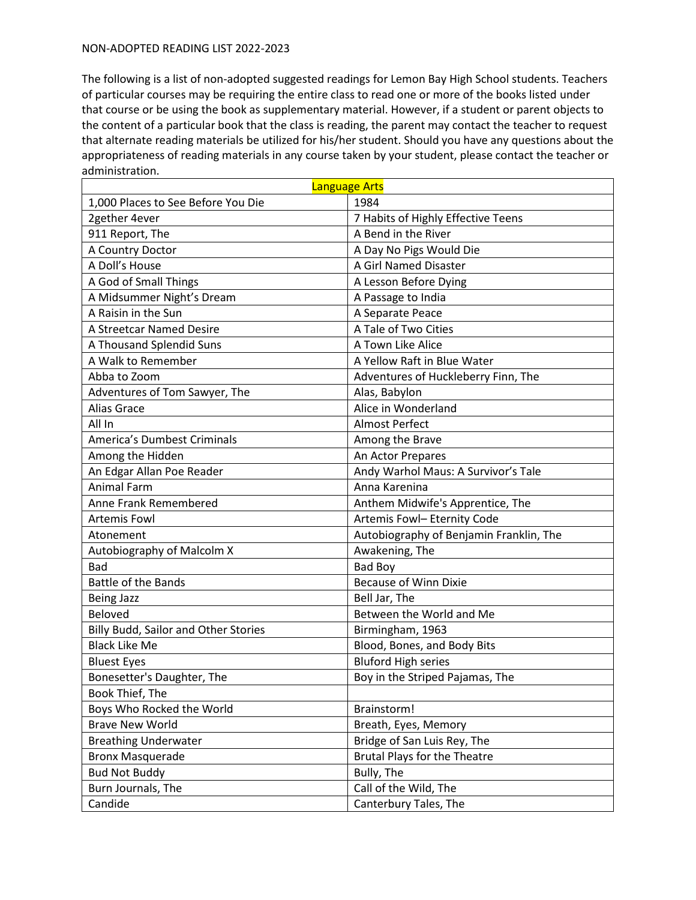NON-ADOPTED READING LIST 2022-2023

The following is a list of non-adopted suggested readings for Lemon Bay High School students. Teachers of particular courses may be requiring the entire class to read one or more of the books listed under that course or be using the book as supplementary material. However, if a student or parent objects to the content of a particular book that the class is reading, the parent may contact the teacher to request that alternate reading materials be utilized for his/her student. Should you have any questions about the appropriateness of reading materials in any course taken by your student, please contact the teacher or administration.

| Language Arts | |
|---|---|
| 1,000 Places to See Before You Die | 1984 |
| 2gether 4ever | 7 Habits of Highly Effective Teens |
| 911 Report, The | A Bend in the River |
| A Country Doctor | A Day No Pigs Would Die |
| A Doll's House | A Girl Named Disaster |
| A God of Small Things | A Lesson Before Dying |
| A Midsummer Night's Dream | A Passage to India |
| A Raisin in the Sun | A Separate Peace |
| A Streetcar Named Desire | A Tale of Two Cities |
| A Thousand Splendid Suns | A Town Like Alice |
| A Walk to Remember | A Yellow Raft in Blue Water |
| Abba to Zoom | Adventures of Huckleberry Finn, The |
| Adventures of Tom Sawyer, The | Alas, Babylon |
| Alias Grace | Alice in Wonderland |
| All In | Almost Perfect |
| America's Dumbest Criminals | Among the Brave |
| Among the Hidden | An Actor Prepares |
| An Edgar Allan Poe Reader | Andy Warhol Maus: A Survivor's Tale |
| Animal Farm | Anna Karenina |
| Anne Frank Remembered | Anthem Midwife's Apprentice, The |
| Artemis Fowl | Artemis Fowl– Eternity Code |
| Atonement | Autobiography of Benjamin Franklin, The |
| Autobiography of Malcolm X | Awakening, The |
| Bad | Bad Boy |
| Battle of the Bands | Because of Winn Dixie |
| Being Jazz | Bell Jar, The |
| Beloved | Between the World and Me |
| Billy Budd, Sailor and Other Stories | Birmingham, 1963 |
| Black Like Me | Blood, Bones, and Body Bits |
| Bluest Eyes | Bluford High series |
| Bonesetter's Daughter, The | Boy in the Striped Pajamas, The |
| Book Thief, The | |
| Boys Who Rocked the World | Brainstorm! |
| Brave New World | Breath, Eyes, Memory |
| Breathing Underwater | Bridge of San Luis Rey, The |
| Bronx Masquerade | Brutal Plays for the Theatre |
| Bud Not Buddy | Bully, The |
| Burn Journals, The | Call of the Wild, The |
| Candide | Canterbury Tales, The |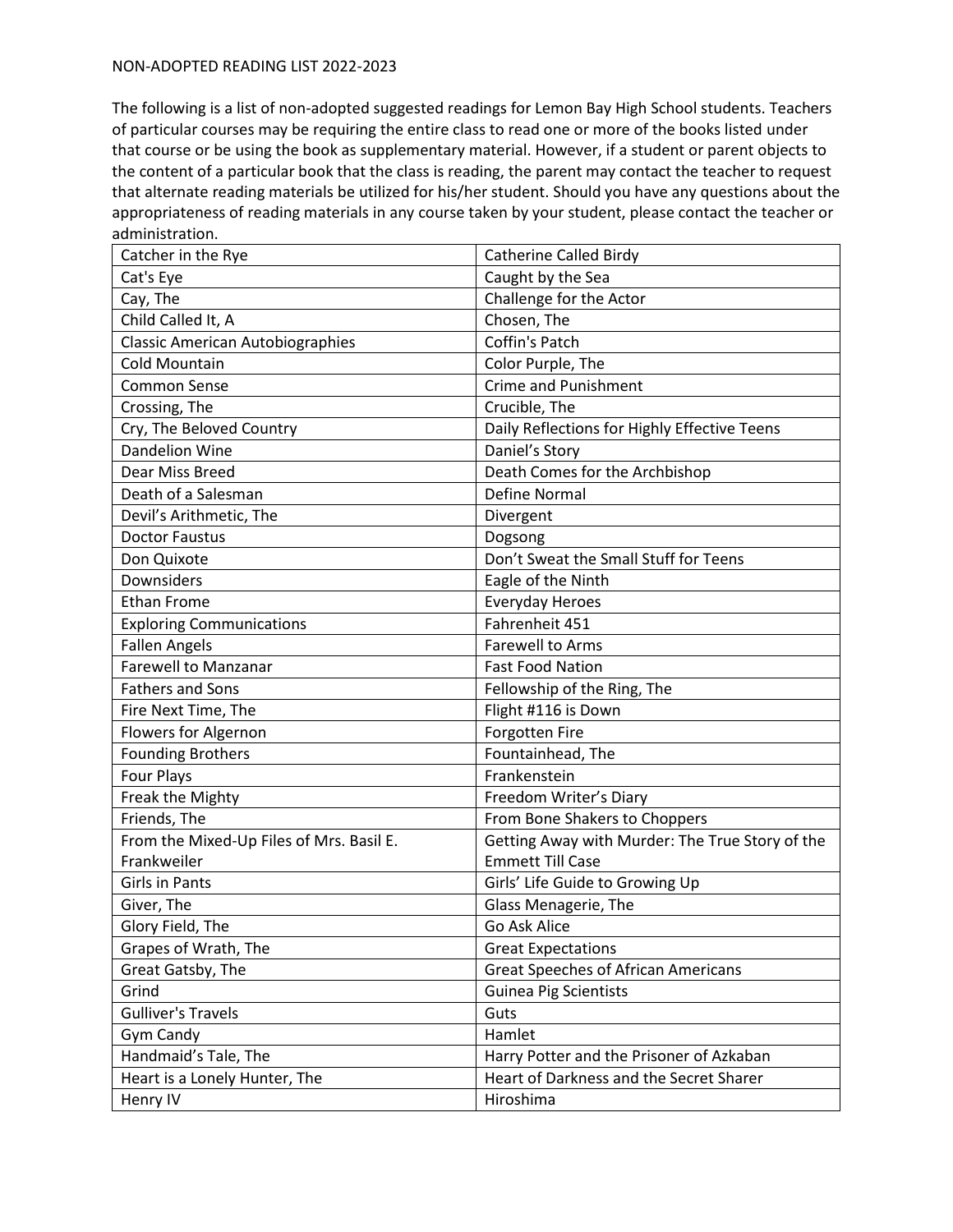NON-ADOPTED READING LIST 2022-2023

The following is a list of non-adopted suggested readings for Lemon Bay High School students. Teachers of particular courses may be requiring the entire class to read one or more of the books listed under that course or be using the book as supplementary material. However, if a student or parent objects to the content of a particular book that the class is reading, the parent may contact the teacher to request that alternate reading materials be utilized for his/her student. Should you have any questions about the appropriateness of reading materials in any course taken by your student, please contact the teacher or administration.

| | |
|---|---|
| Catcher in the Rye | Catherine Called Birdy |
| Cat's Eye | Caught by the Sea |
| Cay, The | Challenge for the Actor |
| Child Called It, A | Chosen, The |
| Classic American Autobiographies | Coffin's Patch |
| Cold Mountain | Color Purple, The |
| Common Sense | Crime and Punishment |
| Crossing, The | Crucible, The |
| Cry, The Beloved Country | Daily Reflections for Highly Effective Teens |
| Dandelion Wine | Daniel's Story |
| Dear Miss Breed | Death Comes for the Archbishop |
| Death of a Salesman | Define Normal |
| Devil's Arithmetic, The | Divergent |
| Doctor Faustus | Dogsong |
| Don Quixote | Don't Sweat the Small Stuff for Teens |
| Downsiders | Eagle of the Ninth |
| Ethan Frome | Everyday Heroes |
| Exploring Communications | Fahrenheit 451 |
| Fallen Angels | Farewell to Arms |
| Farewell to Manzanar | Fast Food Nation |
| Fathers and Sons | Fellowship of the Ring, The |
| Fire Next Time, The | Flight #116 is Down |
| Flowers for Algernon | Forgotten Fire |
| Founding Brothers | Fountainhead, The |
| Four Plays | Frankenstein |
| Freak the Mighty | Freedom Writer's Diary |
| Friends, The | From Bone Shakers to Choppers |
| From the Mixed-Up Files of Mrs. Basil E. Frankweiler | Getting Away with Murder: The True Story of the Emmett Till Case |
| Girls in Pants | Girls' Life Guide to Growing Up |
| Giver, The | Glass Menagerie, The |
| Glory Field, The | Go Ask Alice |
| Grapes of Wrath, The | Great Expectations |
| Great Gatsby, The | Great Speeches of African Americans |
| Grind | Guinea Pig Scientists |
| Gulliver's Travels | Guts |
| Gym Candy | Hamlet |
| Handmaid's Tale, The | Harry Potter and the Prisoner of Azkaban |
| Heart is a Lonely Hunter, The | Heart of Darkness and the Secret Sharer |
| Henry IV | Hiroshima |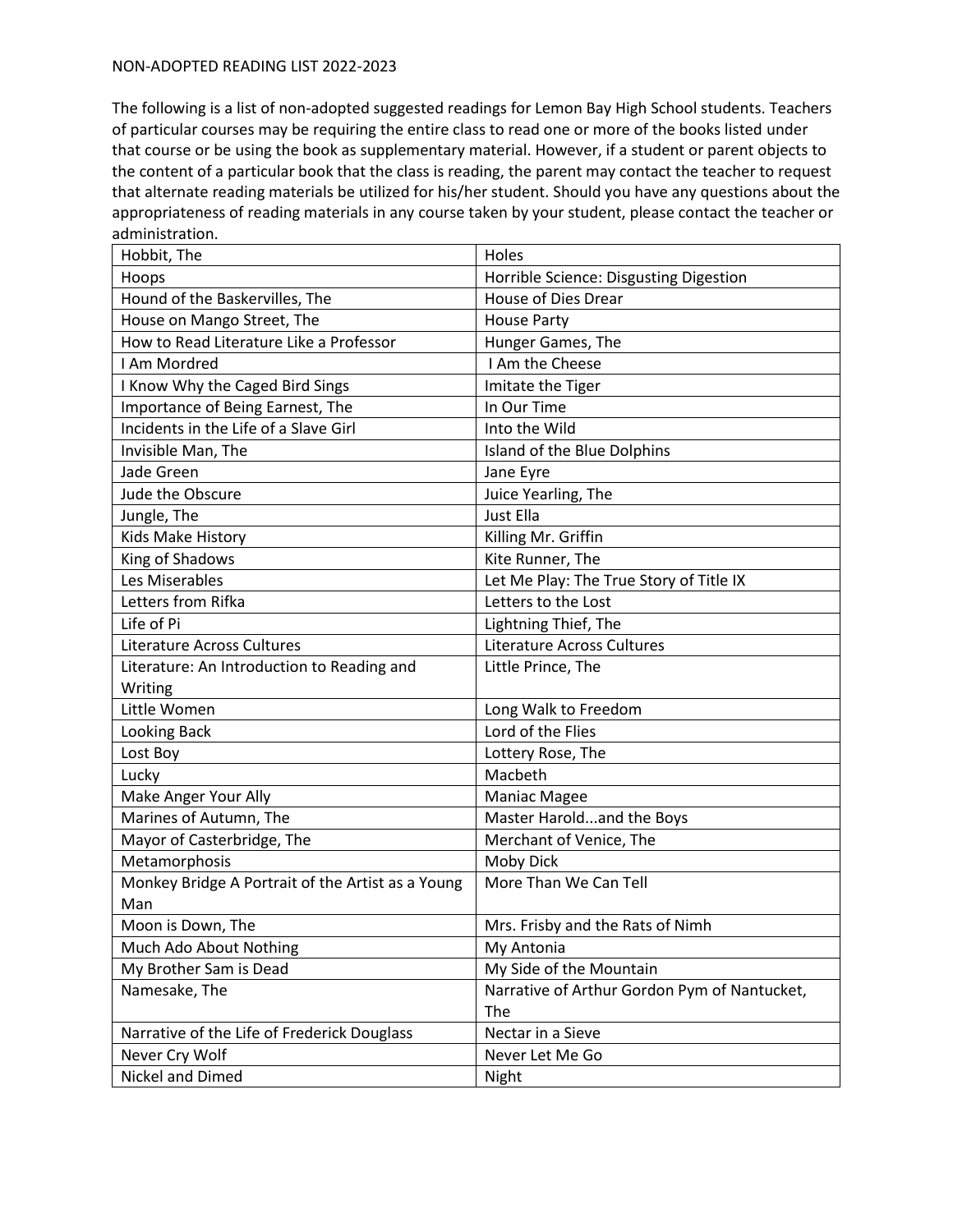NON-ADOPTED READING LIST 2022-2023

The following is a list of non-adopted suggested readings for Lemon Bay High School students. Teachers of particular courses may be requiring the entire class to read one or more of the books listed under that course or be using the book as supplementary material. However, if a student or parent objects to the content of a particular book that the class is reading, the parent may contact the teacher to request that alternate reading materials be utilized for his/her student. Should you have any questions about the appropriateness of reading materials in any course taken by your student, please contact the teacher or administration.

| | |
|---|---|
| Hobbit, The | Holes |
| Hoops | Horrible Science: Disgusting Digestion |
| Hound of the Baskervilles, The | House of Dies Drear |
| House on Mango Street, The | House Party |
| How to Read Literature Like a Professor | Hunger Games, The |
| I Am Mordred | I Am the Cheese |
| I Know Why the Caged Bird Sings | Imitate the Tiger |
| Importance of Being Earnest, The | In Our Time |
| Incidents in the Life of a Slave Girl | Into the Wild |
| Invisible Man, The | Island of the Blue Dolphins |
| Jade Green | Jane Eyre |
| Jude the Obscure | Juice Yearling, The |
| Jungle, The | Just Ella |
| Kids Make History | Killing Mr. Griffin |
| King of Shadows | Kite Runner, The |
| Les Miserables | Let Me Play: The True Story of Title IX |
| Letters from Rifka | Letters to the Lost |
| Life of Pi | Lightning Thief, The |
| Literature Across Cultures | Literature Across Cultures |
| Literature: An Introduction to Reading and Writing | Little Prince, The |
| Little Women | Long Walk to Freedom |
| Looking Back | Lord of the Flies |
| Lost Boy | Lottery Rose, The |
| Lucky | Macbeth |
| Make Anger Your Ally | Maniac Magee |
| Marines of Autumn, The | Master Harold...and the Boys |
| Mayor of Casterbridge, The | Merchant of Venice, The |
| Metamorphosis | Moby Dick |
| Monkey Bridge A Portrait of the Artist as a Young Man | More Than We Can Tell |
| Moon is Down, The | Mrs. Frisby and the Rats of Nimh |
| Much Ado About Nothing | My Antonia |
| My Brother Sam is Dead | My Side of the Mountain |
| Namesake, The | Narrative of Arthur Gordon Pym of Nantucket, The |
| Narrative of the Life of Frederick Douglass | Nectar in a Sieve |
| Never Cry Wolf | Never Let Me Go |
| Nickel and Dimed | Night |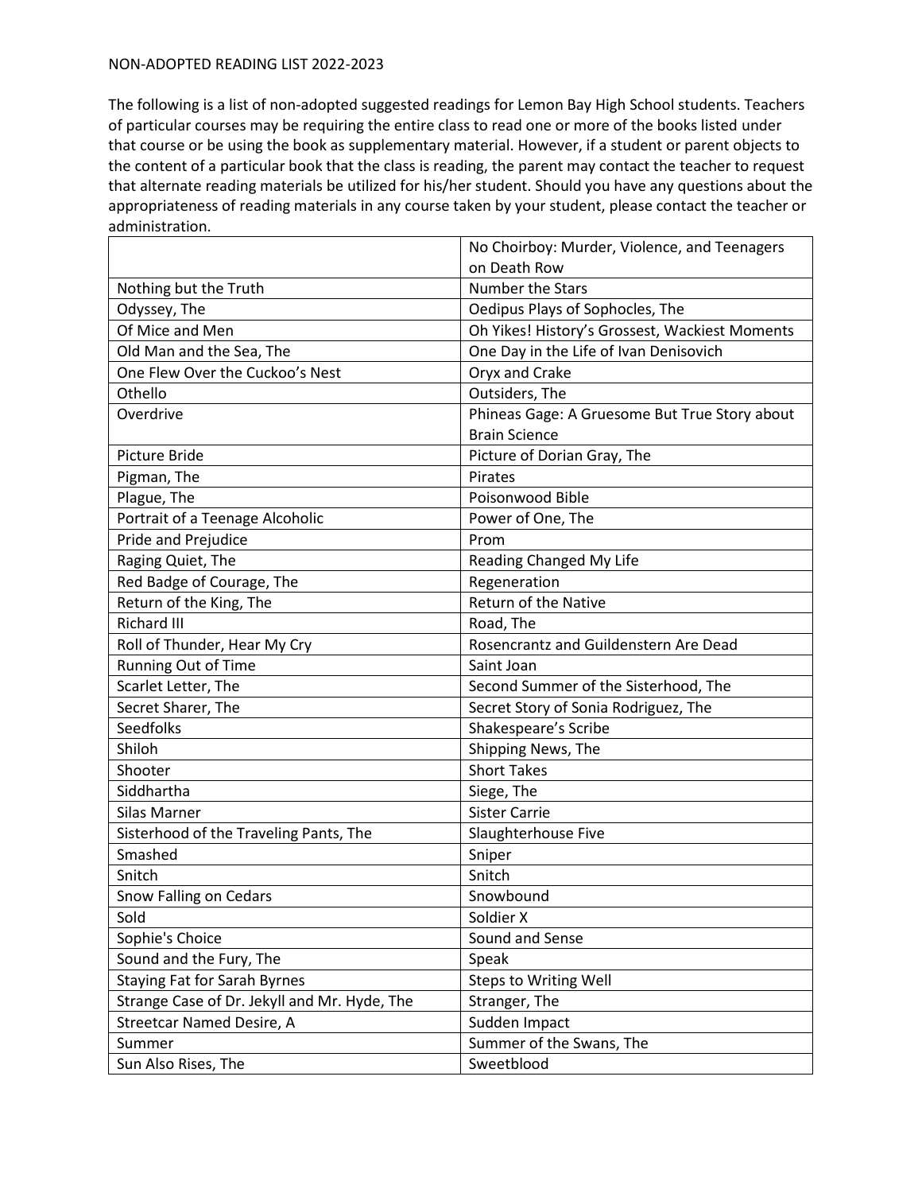NON-ADOPTED READING LIST 2022-2023

The following is a list of non-adopted suggested readings for Lemon Bay High School students. Teachers of particular courses may be requiring the entire class to read one or more of the books listed under that course or be using the book as supplementary material. However, if a student or parent objects to the content of a particular book that the class is reading, the parent may contact the teacher to request that alternate reading materials be utilized for his/her student. Should you have any questions about the appropriateness of reading materials in any course taken by your student, please contact the teacher or administration.

| | |
|---|---|
| | No Choirboy: Murder, Violence, and Teenagers on Death Row |
| Nothing but the Truth | Number the Stars |
| Odyssey, The | Oedipus Plays of Sophocles, The |
| Of Mice and Men | Oh Yikes! History's Grossest, Wackiest Moments |
| Old Man and the Sea, The | One Day in the Life of Ivan Denisovich |
| One Flew Over the Cuckoo's Nest | Oryx and Crake |
| Othello | Outsiders, The |
| Overdrive | Phineas Gage: A Gruesome But True Story about Brain Science |
| Picture Bride | Picture of Dorian Gray, The |
| Pigman, The | Pirates |
| Plague, The | Poisonwood Bible |
| Portrait of a Teenage Alcoholic | Power of One, The |
| Pride and Prejudice | Prom |
| Raging Quiet, The | Reading Changed My Life |
| Red Badge of Courage, The | Regeneration |
| Return of the King, The | Return of the Native |
| Richard III | Road, The |
| Roll of Thunder, Hear My Cry | Rosencrantz and Guildenstern Are Dead |
| Running Out of Time | Saint Joan |
| Scarlet Letter, The | Second Summer of the Sisterhood, The |
| Secret Sharer, The | Secret Story of Sonia Rodriguez, The |
| Seedfolks | Shakespeare's Scribe |
| Shiloh | Shipping News, The |
| Shooter | Short Takes |
| Siddhartha | Siege, The |
| Silas Marner | Sister Carrie |
| Sisterhood of the Traveling Pants, The | Slaughterhouse Five |
| Smashed | Sniper |
| Snitch | Snitch |
| Snow Falling on Cedars | Snowbound |
| Sold | Soldier X |
| Sophie's Choice | Sound and Sense |
| Sound and the Fury, The | Speak |
| Staying Fat for Sarah Byrnes | Steps to Writing Well |
| Strange Case of Dr. Jekyll and Mr. Hyde, The | Stranger, The |
| Streetcar Named Desire, A | Sudden Impact |
| Summer | Summer of the Swans, The |
| Sun Also Rises, The | Sweetblood |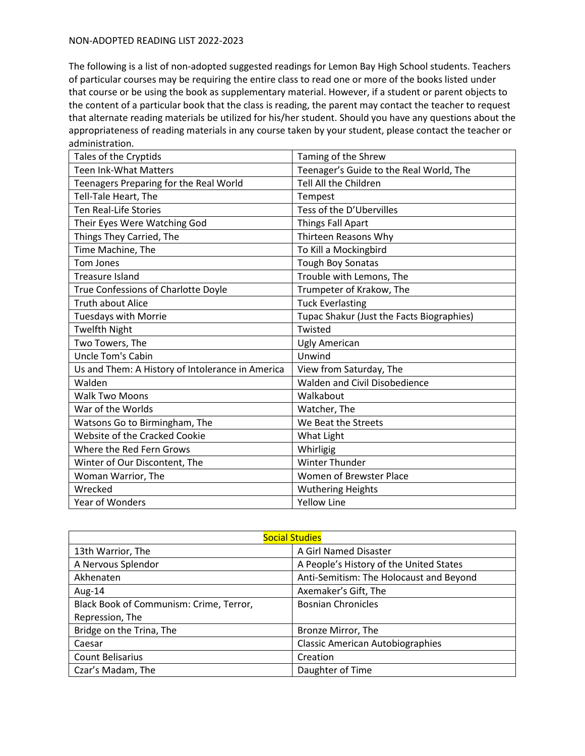NON-ADOPTED READING LIST 2022-2023

The following is a list of non-adopted suggested readings for Lemon Bay High School students. Teachers of particular courses may be requiring the entire class to read one or more of the books listed under that course or be using the book as supplementary material. However, if a student or parent objects to the content of a particular book that the class is reading, the parent may contact the teacher to request that alternate reading materials be utilized for his/her student. Should you have any questions about the appropriateness of reading materials in any course taken by your student, please contact the teacher or administration.

| | |
|---|---|
| Tales of the Cryptids | Taming of the Shrew |
| Teen Ink-What Matters | Teenager's Guide to the Real World, The |
| Teenagers Preparing for the Real World | Tell All the Children |
| Tell-Tale Heart, The | Tempest |
| Ten Real-Life Stories | Tess of the D'Ubervilles |
| Their Eyes Were Watching God | Things Fall Apart |
| Things They Carried, The | Thirteen Reasons Why |
| Time Machine, The | To Kill a Mockingbird |
| Tom Jones | Tough Boy Sonatas |
| Treasure Island | Trouble with Lemons, The |
| True Confessions of Charlotte Doyle | Trumpeter of Krakow, The |
| Truth about Alice | Tuck Everlasting |
| Tuesdays with Morrie | Tupac Shakur (Just the Facts Biographies) |
| Twelfth Night | Twisted |
| Two Towers, The | Ugly American |
| Uncle Tom's Cabin | Unwind |
| Us and Them: A History of Intolerance in America | View from Saturday, The |
| Walden | Walden and Civil Disobedience |
| Walk Two Moons | Walkabout |
| War of the Worlds | Watcher, The |
| Watsons Go to Birmingham, The | We Beat the Streets |
| Website of the Cracked Cookie | What Light |
| Where the Red Fern Grows | Whirligig |
| Winter of Our Discontent, The | Winter Thunder |
| Woman Warrior, The | Women of Brewster Place |
| Wrecked | Wuthering Heights |
| Year of Wonders | Yellow Line |

| Social Studies | |
|---|---|
| 13th Warrior, The | A Girl Named Disaster |
| A Nervous Splendor | A People's History of the United States |
| Akhenaten | Anti-Semitism: The Holocaust and Beyond |
| Aug-14 | Axemaker's Gift, The |
| Black Book of Communism: Crime, Terror, Repression, The | Bosnian Chronicles |
| Bridge on the Trina, The | Bronze Mirror, The |
| Caesar | Classic American Autobiographies |
| Count Belisarius | Creation |
| Czar's Madam, The | Daughter of Time |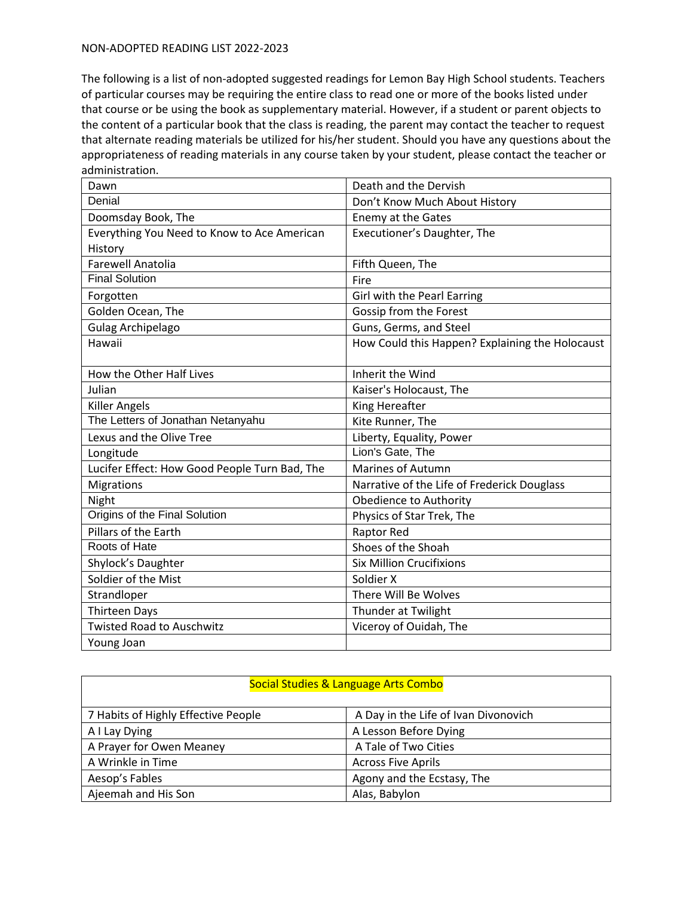NON-ADOPTED READING LIST 2022-2023

The following is a list of non-adopted suggested readings for Lemon Bay High School students. Teachers of particular courses may be requiring the entire class to read one or more of the books listed under that course or be using the book as supplementary material. However, if a student or parent objects to the content of a particular book that the class is reading, the parent may contact the teacher to request that alternate reading materials be utilized for his/her student. Should you have any questions about the appropriateness of reading materials in any course taken by your student, please contact the teacher or administration.

| | |
|---|---|
| Dawn | Death and the Dervish |
| Denial | Don't Know Much About History |
| Doomsday Book, The | Enemy at the Gates |
| Everything You Need to Know to Ace American History | Executioner's Daughter, The |
| Farewell Anatolia | Fifth Queen, The |
| Final Solution | Fire |
| Forgotten | Girl with the Pearl Earring |
| Golden Ocean, The | Gossip from the Forest |
| Gulag Archipelago | Guns, Germs, and Steel |
| Hawaii | How Could this Happen? Explaining the Holocaust |
| How the Other Half Lives | Inherit the Wind |
| Julian | Kaiser's Holocaust, The |
| Killer Angels | King Hereafter |
| The Letters of Jonathan Netanyahu | Kite Runner, The |
| Lexus and the Olive Tree | Liberty, Equality, Power |
| Longitude | Lion's Gate, The |
| Lucifer Effect: How Good People Turn Bad, The | Marines of Autumn |
| Migrations | Narrative of the Life of Frederick Douglass |
| Night | Obedience to Authority |
| Origins of the Final Solution | Physics of Star Trek, The |
| Pillars of the Earth | Raptor Red |
| Roots of Hate | Shoes of the Shoah |
| Shylock's Daughter | Six Million Crucifixions |
| Soldier of the Mist | Soldier X |
| Strandloper | There Will Be Wolves |
| Thirteen Days | Thunder at Twilight |
| Twisted Road to Auschwitz | Viceroy of Ouidah, The |
| Young Joan | |

| Social Studies & Language Arts Combo | |
|---|---|
| 7 Habits of Highly Effective People | A Day in the Life of Ivan Divonovich |
| A I Lay Dying | A Lesson Before Dying |
| A Prayer for Owen Meaney | A Tale of Two Cities |
| A Wrinkle in Time | Across Five Aprils |
| Aesop's Fables | Agony and the Ecstasy, The |
| Ajeemah and His Son | Alas, Babylon |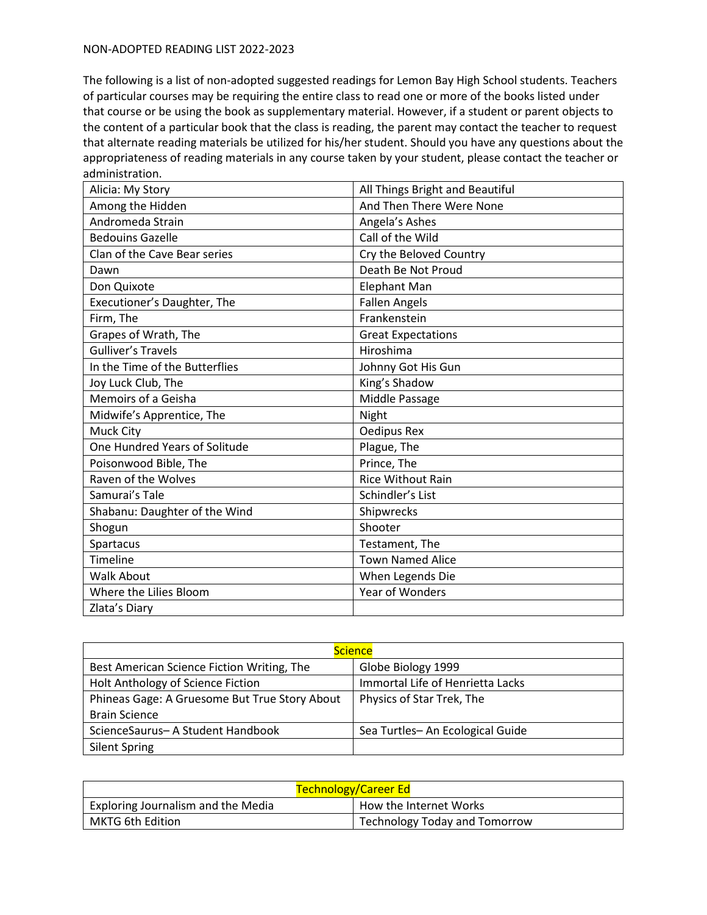NON-ADOPTED READING LIST 2022-2023

The following is a list of non-adopted suggested readings for Lemon Bay High School students. Teachers of particular courses may be requiring the entire class to read one or more of the books listed under that course or be using the book as supplementary material. However, if a student or parent objects to the content of a particular book that the class is reading, the parent may contact the teacher to request that alternate reading materials be utilized for his/her student. Should you have any questions about the appropriateness of reading materials in any course taken by your student, please contact the teacher or administration.

| | |
|---|---|
| Alicia: My Story | All Things Bright and Beautiful |
| Among the Hidden | And Then There Were None |
| Andromeda Strain | Angela's Ashes |
| Bedouins Gazelle | Call of the Wild |
| Clan of the Cave Bear series | Cry the Beloved Country |
| Dawn | Death Be Not Proud |
| Don Quixote | Elephant Man |
| Executioner's Daughter, The | Fallen Angels |
| Firm, The | Frankenstein |
| Grapes of Wrath, The | Great Expectations |
| Gulliver's Travels | Hiroshima |
| In the Time of the Butterflies | Johnny Got His Gun |
| Joy Luck Club, The | King's Shadow |
| Memoirs of a Geisha | Middle Passage |
| Midwife's Apprentice, The | Night |
| Muck City | Oedipus Rex |
| One Hundred Years of Solitude | Plague, The |
| Poisonwood Bible, The | Prince, The |
| Raven of the Wolves | Rice Without Rain |
| Samurai's Tale | Schindler's List |
| Shabanu: Daughter of the Wind | Shipwrecks |
| Shogun | Shooter |
| Spartacus | Testament, The |
| Timeline | Town Named Alice |
| Walk About | When Legends Die |
| Where the Lilies Bloom | Year of Wonders |
| Zlata's Diary | |

| Science | |
|---|---|
| Best American Science Fiction Writing, The | Globe Biology 1999 |
| Holt Anthology of Science Fiction | Immortal Life of Henrietta Lacks |
| Phineas Gage: A Gruesome But True Story About Brain Science | Physics of Star Trek, The |
| ScienceSaurus– A Student Handbook | Sea Turtles– An Ecological Guide |
| Silent Spring | |

| Technology/Career Ed | |
|---|---|
| Exploring Journalism and the Media | How the Internet Works |
| MKTG 6th Edition | Technology Today and Tomorrow |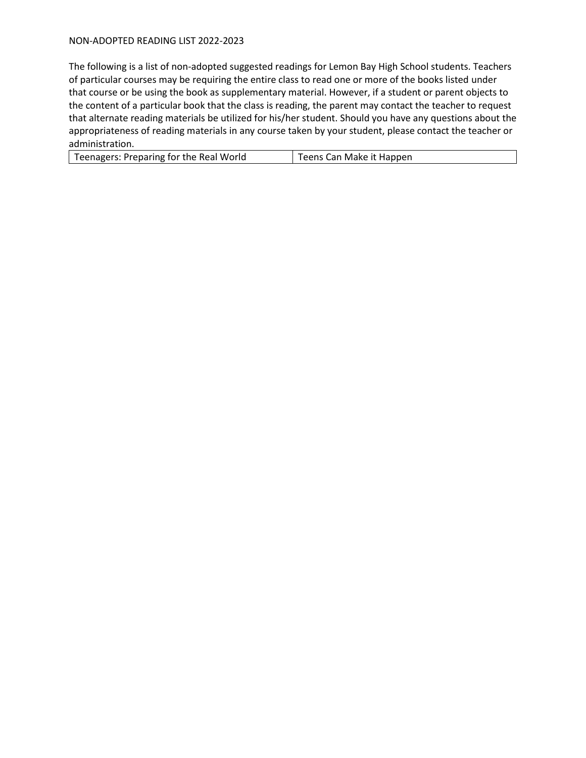NON-ADOPTED READING LIST 2022-2023

The following is a list of non-adopted suggested readings for Lemon Bay High School students. Teachers of particular courses may be requiring the entire class to read one or more of the books listed under that course or be using the book as supplementary material. However, if a student or parent objects to the content of a particular book that the class is reading, the parent may contact the teacher to request that alternate reading materials be utilized for his/her student. Should you have any questions about the appropriateness of reading materials in any course taken by your student, please contact the teacher or administration.

| | |
|---|---|
| Teenagers: Preparing for the Real World | Teens Can Make it Happen |